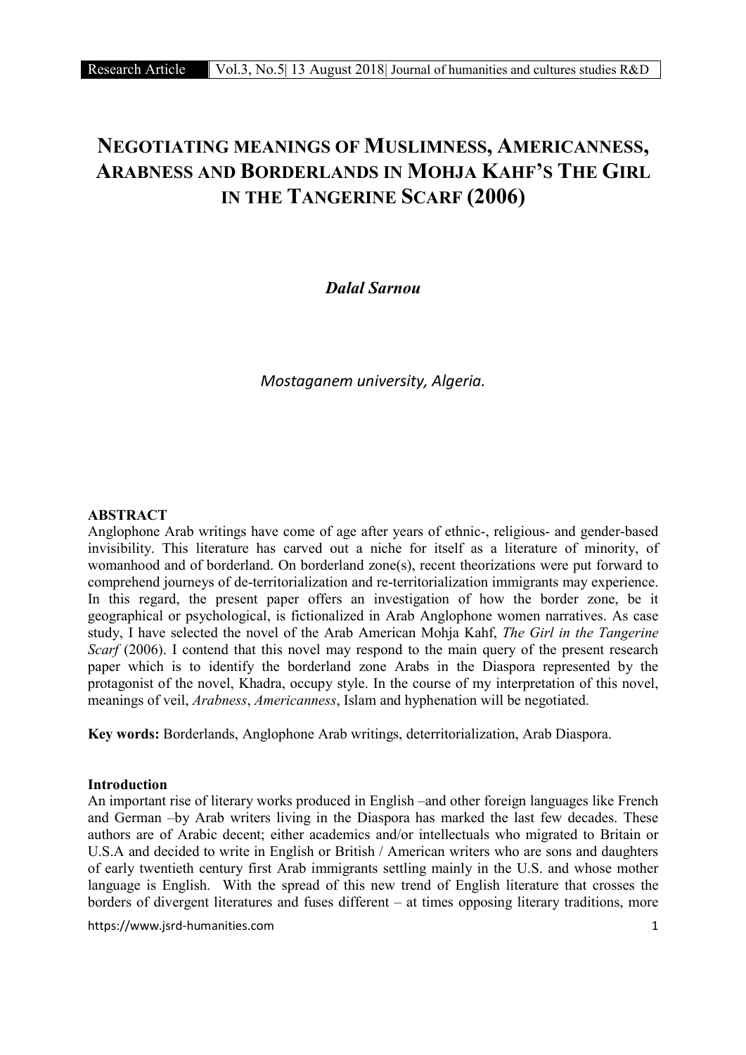# NEGOTIATING MEANINGS OF MUSLIMNESS, AMERICANNESS, ARABNESS AND BORDERLANDS IN MOHJA KAHF'S THE GIRL IN THE TANGERINE SCARF (2006)

***Dalal Sarnou***

*Mostaganem university, Algeria.*

**ABSTRACT**

Anglophone Arab writings have come of age after years of ethnic-, religious- and gender-based invisibility. This literature has carved out a niche for itself as a literature of minority, of womanhood and of borderland. On borderland zone(s), recent theorizations were put forward to comprehend journeys of de-territorialization and re-territorialization immigrants may experience. In this regard, the present paper offers an investigation of how the border zone, be it geographical or psychological, is fictionalized in Arab Anglophone women narratives. As case study, I have selected the novel of the Arab American Mohja Kahf, *The Girl in the Tangerine Scarf* (2006). I contend that this novel may respond to the main query of the present research paper which is to identify the borderland zone Arabs in the Diaspora represented by the protagonist of the novel, Khadra, occupy style. In the course of my interpretation of this novel, meanings of veil, *Arabness*, *Americanness*, Islam and hyphenation will be negotiated.

**Key words:** Borderlands, Anglophone Arab writings, deterritorialization, Arab Diaspora.

## Introduction

An important rise of literary works produced in English –and other foreign languages like French and German –by Arab writers living in the Diaspora has marked the last few decades. These authors are of Arabic decent; either academics and/or intellectuals who migrated to Britain or U.S.A and decided to write in English or British / American writers who are sons and daughters of early twentieth century first Arab immigrants settling mainly in the U.S. and whose mother language is English. With the spread of this new trend of English literature that crosses the borders of divergent literatures and fuses different – at times opposing literary traditions, more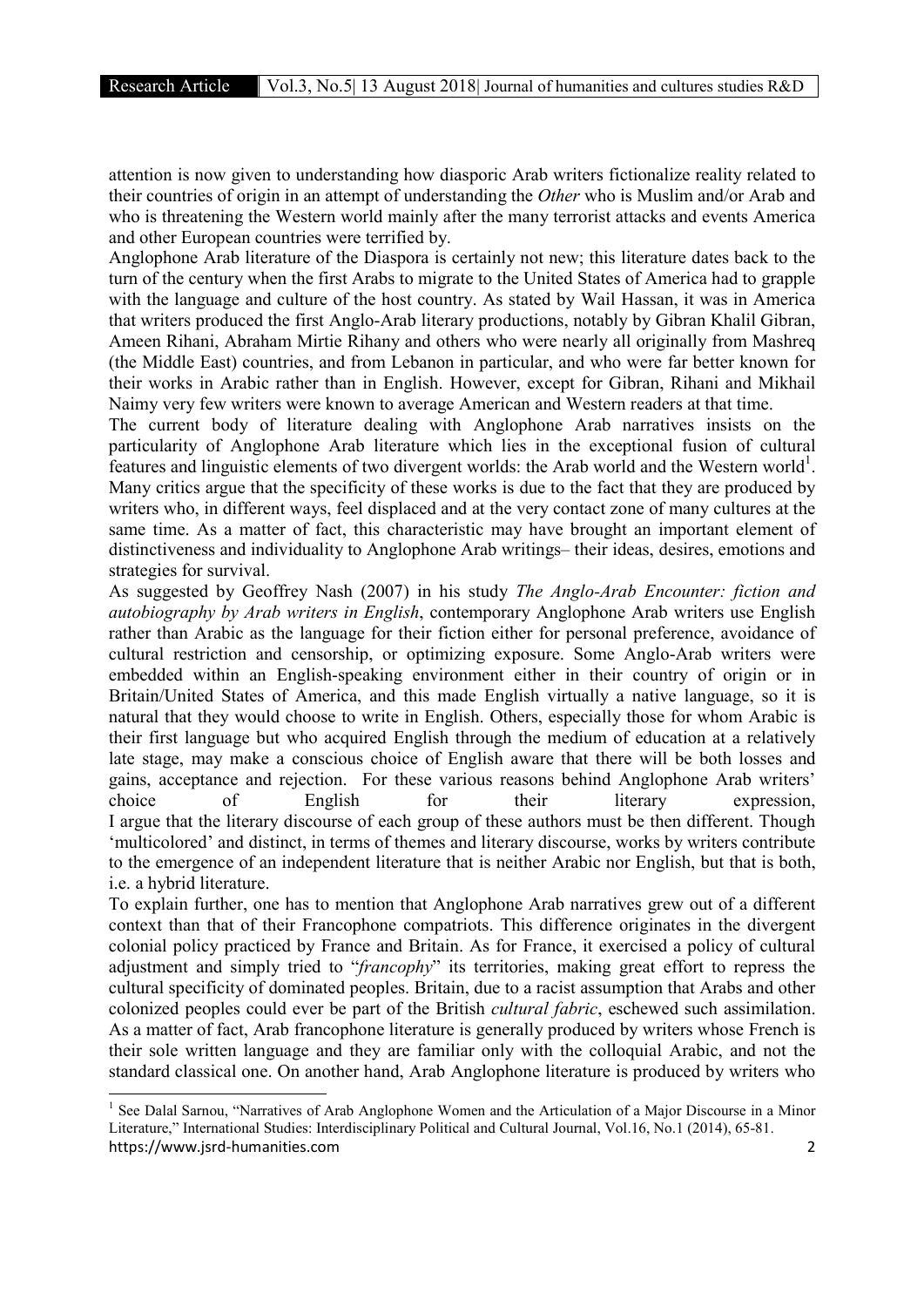attention is now given to understanding how diasporic Arab writers fictionalize reality related to their countries of origin in an attempt of understanding the *Other* who is Muslim and/or Arab and who is threatening the Western world mainly after the many terrorist attacks and events America and other European countries were terrified by.

Anglophone Arab literature of the Diaspora is certainly not new; this literature dates back to the turn of the century when the first Arabs to migrate to the United States of America had to grapple with the language and culture of the host country. As stated by Wail Hassan, it was in America that writers produced the first Anglo-Arab literary productions, notably by Gibran Khalil Gibran, Ameen Rihani, Abraham Mirtie Rihany and others who were nearly all originally from Mashreq (the Middle East) countries, and from Lebanon in particular, and who were far better known for their works in Arabic rather than in English. However, except for Gibran, Rihani and Mikhail Naimy very few writers were known to average American and Western readers at that time.

The current body of literature dealing with Anglophone Arab narratives insists on the particularity of Anglophone Arab literature which lies in the exceptional fusion of cultural features and linguistic elements of two divergent worlds: the Arab world and the Western world[1]. Many critics argue that the specificity of these works is due to the fact that they are produced by writers who, in different ways, feel displaced and at the very contact zone of many cultures at the same time. As a matter of fact, this characteristic may have brought an important element of distinctiveness and individuality to Anglophone Arab writings– their ideas, desires, emotions and strategies for survival.

As suggested by Geoffrey Nash (2007) in his study *The Anglo-Arab Encounter: fiction and autobiography by Arab writers in English*, contemporary Anglophone Arab writers use English rather than Arabic as the language for their fiction either for personal preference, avoidance of cultural restriction and censorship, or optimizing exposure. Some Anglo-Arab writers were embedded within an English-speaking environment either in their country of origin or in Britain/United States of America, and this made English virtually a native language, so it is natural that they would choose to write in English. Others, especially those for whom Arabic is their first language but who acquired English through the medium of education at a relatively late stage, may make a conscious choice of English aware that there will be both losses and gains, acceptance and rejection. For these various reasons behind Anglophone Arab writers' choice of English for their literary expression, I argue that the literary discourse of each group of these authors must be then different. Though 'multicolored' and distinct, in terms of themes and literary discourse, works by writers contribute to the emergence of an independent literature that is neither Arabic nor English, but that is both, i.e. a hybrid literature.

To explain further, one has to mention that Anglophone Arab narratives grew out of a different context than that of their Francophone compatriots. This difference originates in the divergent colonial policy practiced by France and Britain. As for France, it exercised a policy of cultural adjustment and simply tried to "*francophy*" its territories, making great effort to repress the cultural specificity of dominated peoples. Britain, due to a racist assumption that Arabs and other colonized peoples could ever be part of the British *cultural fabric*, eschewed such assimilation. As a matter of fact, Arab francophone literature is generally produced by writers whose French is their sole written language and they are familiar only with the colloquial Arabic, and not the standard classical one. On another hand, Arab Anglophone literature is produced by writers who

---

[1] See Dalal Sarnou, "Narratives of Arab Anglophone Women and the Articulation of a Major Discourse in a Minor Literature," International Studies: Interdisciplinary Political and Cultural Journal, Vol.16, No.1 (2014), 65-81.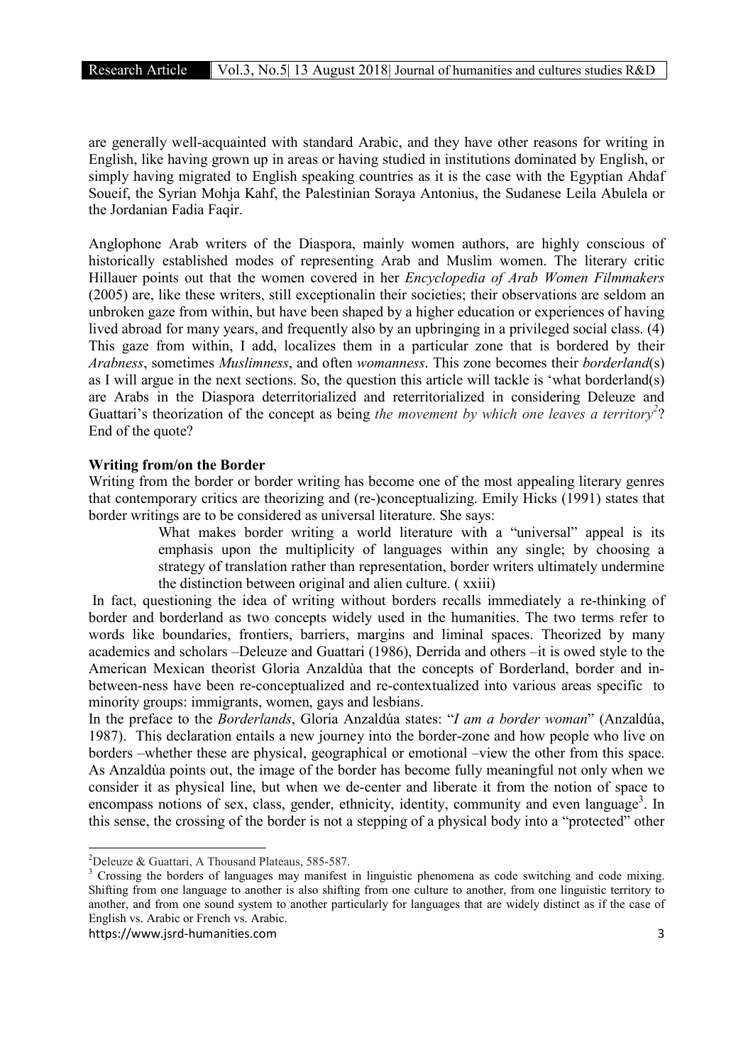are generally well-acquainted with standard Arabic, and they have other reasons for writing in English, like having grown up in areas or having studied in institutions dominated by English, or simply having migrated to English speaking countries as it is the case with the Egyptian Ahdaf Soueif, the Syrian Mohja Kahf, the Palestinian Soraya Antonius, the Sudanese Leila Abulela or the Jordanian Fadia Faqir.

Anglophone Arab writers of the Diaspora, mainly women authors, are highly conscious of historically established modes of representing Arab and Muslim women. The literary critic Hillauer points out that the women covered in her *Encyclopedia of Arab Women Filmmakers* (2005) are, like these writers, still exceptionalin their societies; their observations are seldom an unbroken gaze from within, but have been shaped by a higher education or experiences of having lived abroad for many years, and frequently also by an upbringing in a privileged social class. (4) This gaze from within, I add, localizes them in a particular zone that is bordered by their *Arabness*, sometimes *Muslimness*, and often *womanness*. This zone becomes their *borderland*(s) as I will argue in the next sections. So, the question this article will tackle is 'what borderland(s) are Arabs in the Diaspora deterritorialized and reterritorialized in considering Deleuze and Guattari's theorization of the concept as being *the movement by which one leaves a territory*[2]? End of the quote?

**Writing from/on the Border**

Writing from the border or border writing has become one of the most appealing literary genres that contemporary critics are theorizing and (re-)conceptualizing. Emily Hicks (1991) states that border writings are to be considered as universal literature. She says:

> What makes border writing a world literature with a "universal" appeal is its emphasis upon the multiplicity of languages within any single; by choosing a strategy of translation rather than representation, border writers ultimately undermine the distinction between original and alien culture. ( xxiii)

In fact, questioning the idea of writing without borders recalls immediately a re-thinking of border and borderland as two concepts widely used in the humanities. The two terms refer to words like boundaries, frontiers, barriers, margins and liminal spaces. Theorized by many academics and scholars –Deleuze and Guattari (1986), Derrida and others –it is owed style to the American Mexican theorist Gloria Anzaldùa that the concepts of Borderland, border and in-between-ness have been re-conceptualized and re-contextualized into various areas specific to minority groups: immigrants, women, gays and lesbians.

In the preface to the *Borderlands*, Gloria Anzaldúa states: "*I am a border woman*" (Anzaldúa, 1987). This declaration entails a new journey into the border-zone and how people who live on borders –whether these are physical, geographical or emotional –view the other from this space. As Anzaldùa points out, the image of the border has become fully meaningful not only when we consider it as physical line, but when we de-center and liberate it from the notion of space to encompass notions of sex, class, gender, ethnicity, identity, community and even language[3]. In this sense, the crossing of the border is not a stepping of a physical body into a "protected" other

---

[2]Deleuze & Guattari, A Thousand Plateaus, 585-587.

[3] Crossing the borders of languages may manifest in linguistic phenomena as code switching and code mixing. Shifting from one language to another is also shifting from one culture to another, from one linguistic territory to another, and from one sound system to another particularly for languages that are widely distinct as if the case of English vs. Arabic or French vs. Arabic.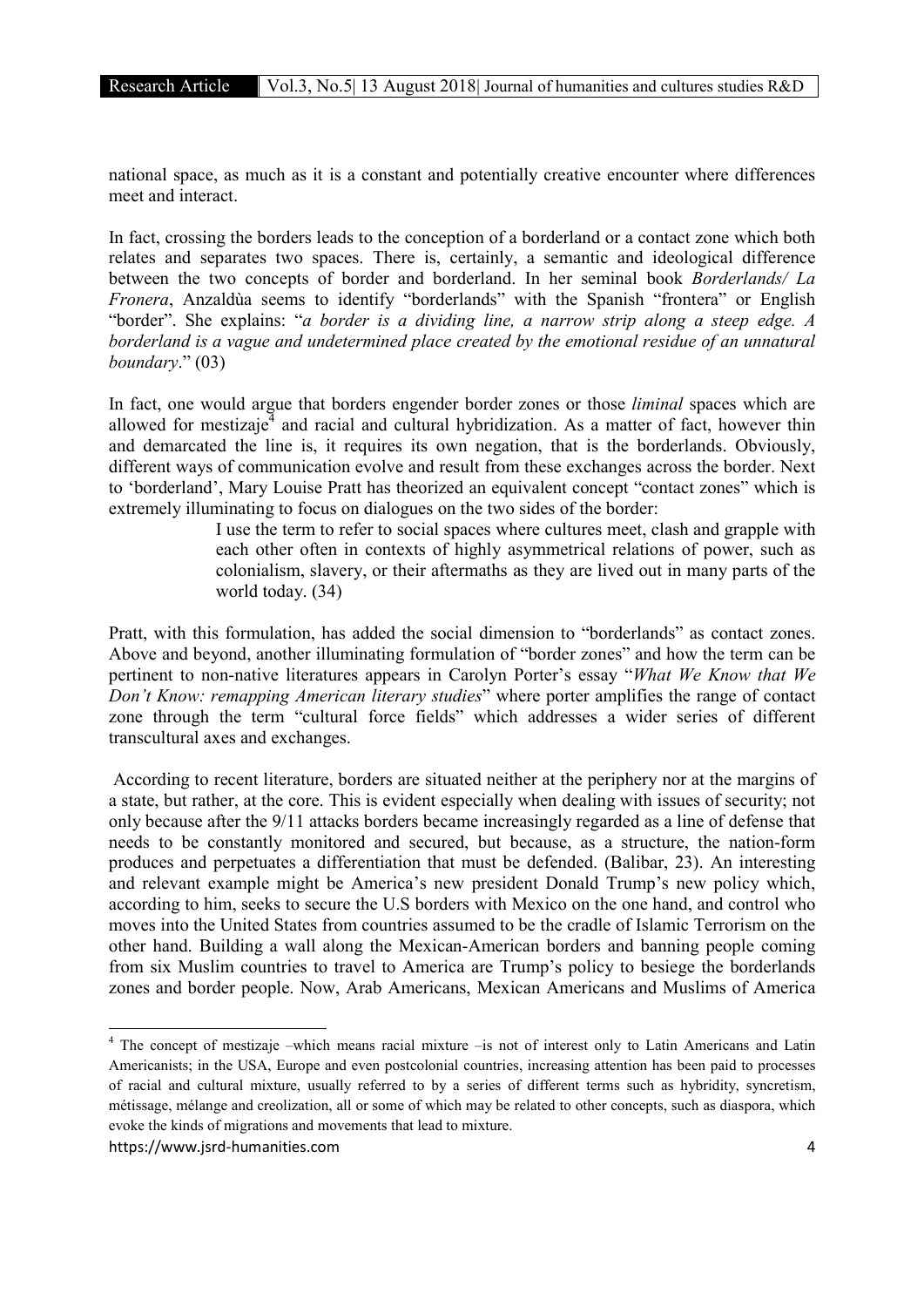national space, as much as it is a constant and potentially creative encounter where differences meet and interact.

In fact, crossing the borders leads to the conception of a borderland or a contact zone which both relates and separates two spaces. There is, certainly, a semantic and ideological difference between the two concepts of border and borderland. In her seminal book *Borderlands/ La Fronera*, Anzaldùa seems to identify "borderlands" with the Spanish "frontera" or English "border". She explains: "*a border is a dividing line, a narrow strip along a steep edge. A borderland is a vague and undetermined place created by the emotional residue of an unnatural boundary*." (03)

In fact, one would argue that borders engender border zones or those *liminal* spaces which are allowed for mestizaje[4] and racial and cultural hybridization. As a matter of fact, however thin and demarcated the line is, it requires its own negation, that is the borderlands. Obviously, different ways of communication evolve and result from these exchanges across the border. Next to 'borderland', Mary Louise Pratt has theorized an equivalent concept "contact zones" which is extremely illuminating to focus on dialogues on the two sides of the border:

> I use the term to refer to social spaces where cultures meet, clash and grapple with each other often in contexts of highly asymmetrical relations of power, such as colonialism, slavery, or their aftermaths as they are lived out in many parts of the world today. (34)

Pratt, with this formulation, has added the social dimension to "borderlands" as contact zones. Above and beyond, another illuminating formulation of "border zones" and how the term can be pertinent to non-native literatures appears in Carolyn Porter's essay "*What We Know that We Don't Know: remapping American literary studies*" where porter amplifies the range of contact zone through the term "cultural force fields" which addresses a wider series of different transcultural axes and exchanges.

According to recent literature, borders are situated neither at the periphery nor at the margins of a state, but rather, at the core. This is evident especially when dealing with issues of security; not only because after the 9/11 attacks borders became increasingly regarded as a line of defense that needs to be constantly monitored and secured, but because, as a structure, the nation-form produces and perpetuates a differentiation that must be defended. (Balibar, 23). An interesting and relevant example might be America's new president Donald Trump's new policy which, according to him, seeks to secure the U.S borders with Mexico on the one hand, and control who moves into the United States from countries assumed to be the cradle of Islamic Terrorism on the other hand. Building a wall along the Mexican-American borders and banning people coming from six Muslim countries to travel to America are Trump's policy to besiege the borderlands zones and border people. Now, Arab Americans, Mexican Americans and Muslims of America

---

[4] The concept of mestizaje –which means racial mixture –is not of interest only to Latin Americans and Latin Americanists; in the USA, Europe and even postcolonial countries, increasing attention has been paid to processes of racial and cultural mixture, usually referred to by a series of different terms such as hybridity, syncretism, métissage, mélange and creolization, all or some of which may be related to other concepts, such as diaspora, which evoke the kinds of migrations and movements that lead to mixture.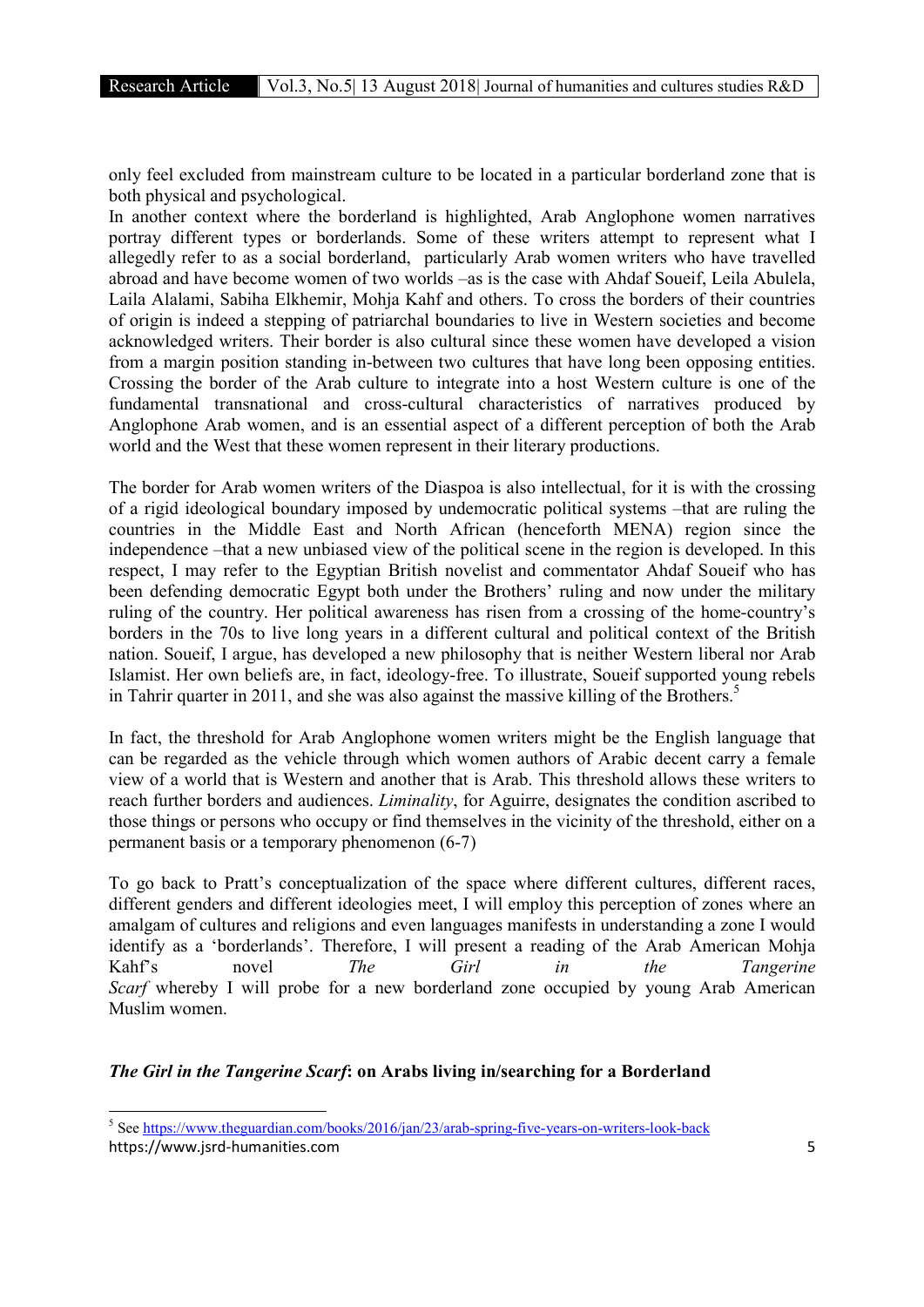only feel excluded from mainstream culture to be located in a particular borderland zone that is both physical and psychological.

In another context where the borderland is highlighted, Arab Anglophone women narratives portray different types or borderlands. Some of these writers attempt to represent what I allegedly refer to as a social borderland, particularly Arab women writers who have travelled abroad and have become women of two worlds –as is the case with Ahdaf Soueif, Leila Abulela, Laila Alalami, Sabiha Elkhemir, Mohja Kahf and others. To cross the borders of their countries of origin is indeed a stepping of patriarchal boundaries to live in Western societies and become acknowledged writers. Their border is also cultural since these women have developed a vision from a margin position standing in-between two cultures that have long been opposing entities. Crossing the border of the Arab culture to integrate into a host Western culture is one of the fundamental transnational and cross-cultural characteristics of narratives produced by Anglophone Arab women, and is an essential aspect of a different perception of both the Arab world and the West that these women represent in their literary productions.

The border for Arab women writers of the Diaspoa is also intellectual, for it is with the crossing of a rigid ideological boundary imposed by undemocratic political systems –that are ruling the countries in the Middle East and North African (henceforth MENA) region since the independence –that a new unbiased view of the political scene in the region is developed. In this respect, I may refer to the Egyptian British novelist and commentator Ahdaf Soueif who has been defending democratic Egypt both under the Brothers' ruling and now under the military ruling of the country. Her political awareness has risen from a crossing of the home-country's borders in the 70s to live long years in a different cultural and political context of the British nation. Soueif, I argue, has developed a new philosophy that is neither Western liberal nor Arab Islamist. Her own beliefs are, in fact, ideology-free. To illustrate, Soueif supported young rebels in Tahrir quarter in 2011, and she was also against the massive killing of the Brothers.[5]

In fact, the threshold for Arab Anglophone women writers might be the English language that can be regarded as the vehicle through which women authors of Arabic decent carry a female view of a world that is Western and another that is Arab. This threshold allows these writers to reach further borders and audiences. *Liminality*, for Aguirre, designates the condition ascribed to those things or persons who occupy or find themselves in the vicinity of the threshold, either on a permanent basis or a temporary phenomenon (6-7)

To go back to Pratt's conceptualization of the space where different cultures, different races, different genders and different ideologies meet, I will employ this perception of zones where an amalgam of cultures and religions and even languages manifests in understanding a zone I would identify as a 'borderlands'. Therefore, I will present a reading of the Arab American Mohja Kahf's novel *The Girl in the Tangerine Scarf* whereby I will probe for a new borderland zone occupied by young Arab American Muslim women.

## *The Girl in the Tangerine Scarf*: on Arabs living in/searching for a Borderland

[5] See https://www.theguardian.com/books/2016/jan/23/arab-spring-five-years-on-writers-look-back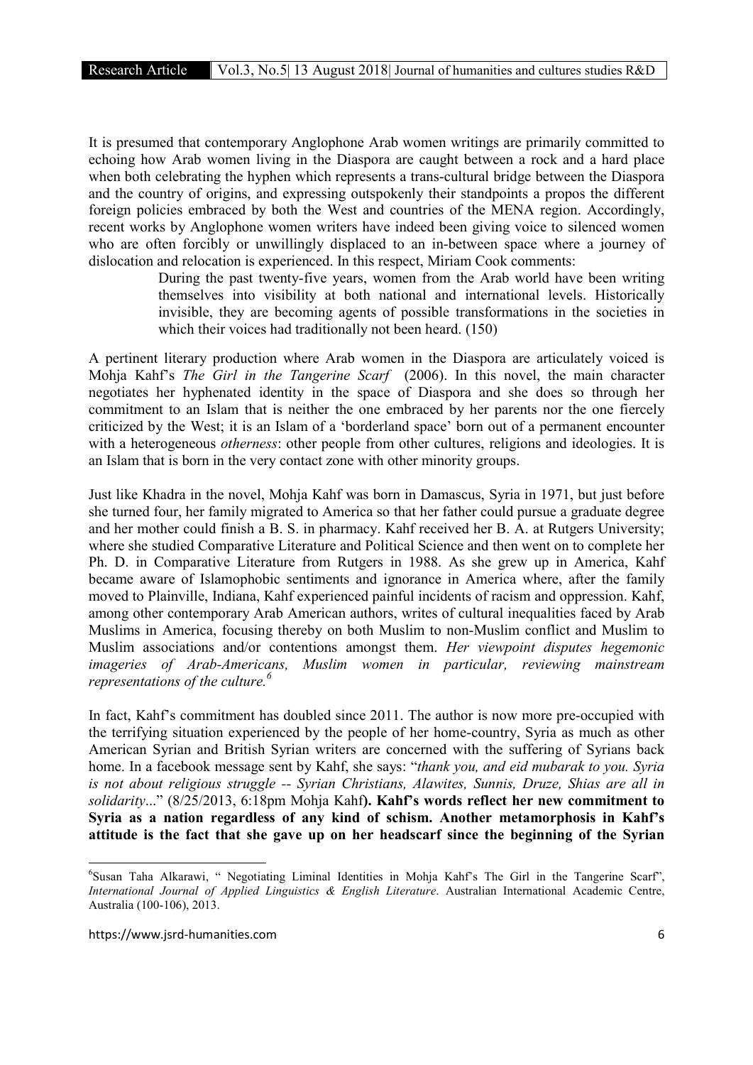It is presumed that contemporary Anglophone Arab women writings are primarily committed to echoing how Arab women living in the Diaspora are caught between a rock and a hard place when both celebrating the hyphen which represents a trans-cultural bridge between the Diaspora and the country of origins, and expressing outspokenly their standpoints a propos the different foreign policies embraced by both the West and countries of the MENA region. Accordingly, recent works by Anglophone women writers have indeed been giving voice to silenced women who are often forcibly or unwillingly displaced to an in-between space where a journey of dislocation and relocation is experienced. In this respect, Miriam Cook comments:

> During the past twenty-five years, women from the Arab world have been writing themselves into visibility at both national and international levels. Historically invisible, they are becoming agents of possible transformations in the societies in which their voices had traditionally not been heard. (150)

A pertinent literary production where Arab women in the Diaspora are articulately voiced is Mohja Kahf's *The Girl in the Tangerine Scarf* (2006). In this novel, the main character negotiates her hyphenated identity in the space of Diaspora and she does so through her commitment to an Islam that is neither the one embraced by her parents nor the one fiercely criticized by the West; it is an Islam of a 'borderland space' born out of a permanent encounter with a heterogeneous *otherness*: other people from other cultures, religions and ideologies. It is an Islam that is born in the very contact zone with other minority groups.

Just like Khadra in the novel, Mohja Kahf was born in Damascus, Syria in 1971, but just before she turned four, her family migrated to America so that her father could pursue a graduate degree and her mother could finish a B. S. in pharmacy. Kahf received her B. A. at Rutgers University; where she studied Comparative Literature and Political Science and then went on to complete her Ph. D. in Comparative Literature from Rutgers in 1988. As she grew up in America, Kahf became aware of Islamophobic sentiments and ignorance in America where, after the family moved to Plainville, Indiana, Kahf experienced painful incidents of racism and oppression. Kahf, among other contemporary Arab American authors, writes of cultural inequalities faced by Arab Muslims in America, focusing thereby on both Muslim to non-Muslim conflict and Muslim to Muslim associations and/or contentions amongst them. *Her viewpoint disputes hegemonic imageries of Arab-Americans, Muslim women in particular, reviewing mainstream representations of the culture.*[6]

In fact, Kahf's commitment has doubled since 2011. The author is now more pre-occupied with the terrifying situation experienced by the people of her home-country, Syria as much as other American Syrian and British Syrian writers are concerned with the suffering of Syrians back home. In a facebook message sent by Kahf, she says: "*thank you, and eid mubarak to you. Syria is not about religious struggle -- Syrian Christians, Alawites, Sunnis, Druze, Shias are all in solidarity*..." (8/25/2013, 6:18pm Mohja Kahf**). Kahf's words reflect her new commitment to Syria as a nation regardless of any kind of schism. Another metamorphosis in Kahf's attitude is the fact that she gave up on her headscarf since the beginning of the Syrian**

---

[6] Susan Taha Alkarawi, " Negotiating Liminal Identities in Mohja Kahf's The Girl in the Tangerine Scarf", *International Journal of Applied Linguistics & English Literature*. Australian International Academic Centre, Australia (100-106), 2013.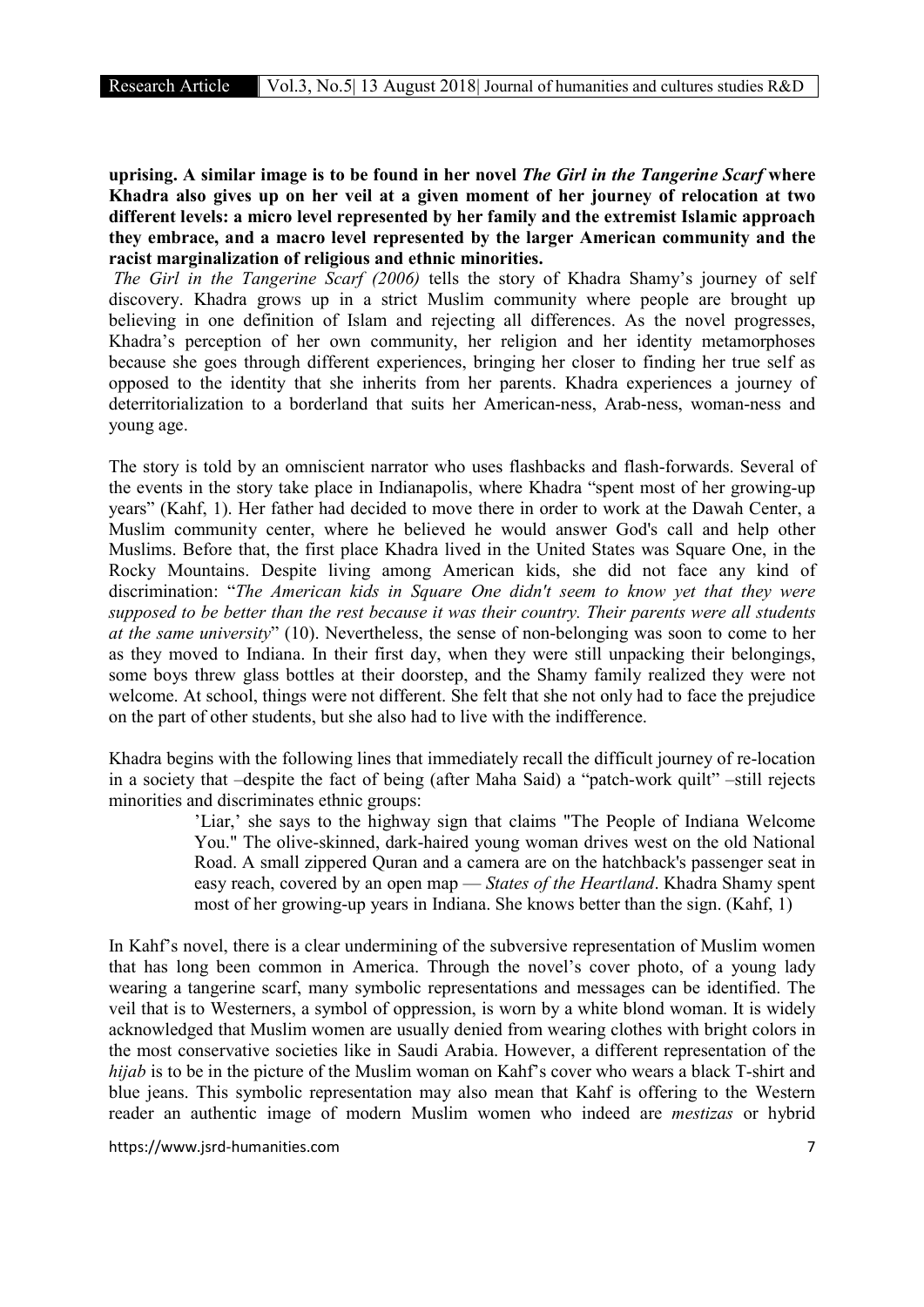**uprising. A similar image is to be found in her novel *The Girl in the Tangerine Scarf* where Khadra also gives up on her veil at a given moment of her journey of relocation at two different levels: a micro level represented by her family and the extremist Islamic approach they embrace, and a macro level represented by the larger American community and the racist marginalization of religious and ethnic minorities.**

*The Girl in the Tangerine Scarf (2006)* tells the story of Khadra Shamy's journey of self discovery. Khadra grows up in a strict Muslim community where people are brought up believing in one definition of Islam and rejecting all differences. As the novel progresses, Khadra's perception of her own community, her religion and her identity metamorphoses because she goes through different experiences, bringing her closer to finding her true self as opposed to the identity that she inherits from her parents. Khadra experiences a journey of deterritorialization to a borderland that suits her American-ness, Arab-ness, woman-ness and young age.

The story is told by an omniscient narrator who uses flashbacks and flash-forwards. Several of the events in the story take place in Indianapolis, where Khadra "spent most of her growing-up years" (Kahf, 1). Her father had decided to move there in order to work at the Dawah Center, a Muslim community center, where he believed he would answer God's call and help other Muslims. Before that, the first place Khadra lived in the United States was Square One, in the Rocky Mountains. Despite living among American kids, she did not face any kind of discrimination: "*The American kids in Square One didn't seem to know yet that they were supposed to be better than the rest because it was their country. Their parents were all students at the same university*" (10). Nevertheless, the sense of non-belonging was soon to come to her as they moved to Indiana. In their first day, when they were still unpacking their belongings, some boys threw glass bottles at their doorstep, and the Shamy family realized they were not welcome. At school, things were not different. She felt that she not only had to face the prejudice on the part of other students, but she also had to live with the indifference.

Khadra begins with the following lines that immediately recall the difficult journey of re-location in a society that –despite the fact of being (after Maha Said) a "patch-work quilt" –still rejects minorities and discriminates ethnic groups:

> 'Liar,' she says to the highway sign that claims "The People of Indiana Welcome You." The olive-skinned, dark-haired young woman drives west on the old National Road. A small zippered Quran and a camera are on the hatchback's passenger seat in easy reach, covered by an open map — *States of the Heartland*. Khadra Shamy spent most of her growing-up years in Indiana. She knows better than the sign. (Kahf, 1)

In Kahf's novel, there is a clear undermining of the subversive representation of Muslim women that has long been common in America. Through the novel's cover photo, of a young lady wearing a tangerine scarf, many symbolic representations and messages can be identified. The veil that is to Westerners, a symbol of oppression, is worn by a white blond woman. It is widely acknowledged that Muslim women are usually denied from wearing clothes with bright colors in the most conservative societies like in Saudi Arabia. However, a different representation of the *hijab* is to be in the picture of the Muslim woman on Kahf's cover who wears a black T-shirt and blue jeans. This symbolic representation may also mean that Kahf is offering to the Western reader an authentic image of modern Muslim women who indeed are *mestizas* or hybrid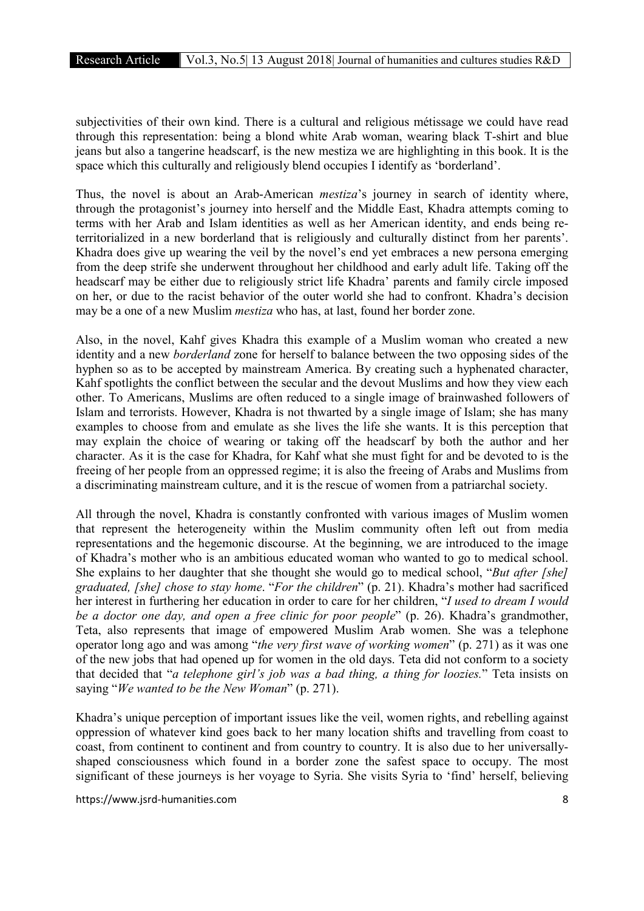subjectivities of their own kind. There is a cultural and religious métissage we could have read through this representation: being a blond white Arab woman, wearing black T-shirt and blue jeans but also a tangerine headscarf, is the new mestiza we are highlighting in this book. It is the space which this culturally and religiously blend occupies I identify as 'borderland'.

Thus, the novel is about an Arab-American *mestiza*'s journey in search of identity where, through the protagonist's journey into herself and the Middle East, Khadra attempts coming to terms with her Arab and Islam identities as well as her American identity, and ends being re-territorialized in a new borderland that is religiously and culturally distinct from her parents'. Khadra does give up wearing the veil by the novel's end yet embraces a new persona emerging from the deep strife she underwent throughout her childhood and early adult life. Taking off the headscarf may be either due to religiously strict life Khadra' parents and family circle imposed on her, or due to the racist behavior of the outer world she had to confront. Khadra's decision may be a one of a new Muslim *mestiza* who has, at last, found her border zone.

Also, in the novel, Kahf gives Khadra this example of a Muslim woman who created a new identity and a new *borderland* zone for herself to balance between the two opposing sides of the hyphen so as to be accepted by mainstream America. By creating such a hyphenated character, Kahf spotlights the conflict between the secular and the devout Muslims and how they view each other. To Americans, Muslims are often reduced to a single image of brainwashed followers of Islam and terrorists. However, Khadra is not thwarted by a single image of Islam; she has many examples to choose from and emulate as she lives the life she wants. It is this perception that may explain the choice of wearing or taking off the headscarf by both the author and her character. As it is the case for Khadra, for Kahf what she must fight for and be devoted to is the freeing of her people from an oppressed regime; it is also the freeing of Arabs and Muslims from a discriminating mainstream culture, and it is the rescue of women from a patriarchal society.

All through the novel, Khadra is constantly confronted with various images of Muslim women that represent the heterogeneity within the Muslim community often left out from media representations and the hegemonic discourse. At the beginning, we are introduced to the image of Khadra's mother who is an ambitious educated woman who wanted to go to medical school. She explains to her daughter that she thought she would go to medical school, "*But after [she] graduated, [she] chose to stay home*. "*For the children*" (p. 21). Khadra's mother had sacrificed her interest in furthering her education in order to care for her children, "*I used to dream I would be a doctor one day, and open a free clinic for poor people*" (p. 26). Khadra's grandmother, Teta, also represents that image of empowered Muslim Arab women. She was a telephone operator long ago and was among "*the very first wave of working women*" (p. 271) as it was one of the new jobs that had opened up for women in the old days. Teta did not conform to a society that decided that "*a telephone girl's job was a bad thing, a thing for loozies.*" Teta insists on saying "*We wanted to be the New Woman*" (p. 271).

Khadra's unique perception of important issues like the veil, women rights, and rebelling against oppression of whatever kind goes back to her many location shifts and travelling from coast to coast, from continent to continent and from country to country. It is also due to her universally-shaped consciousness which found in a border zone the safest space to occupy. The most significant of these journeys is her voyage to Syria. She visits Syria to 'find' herself, believing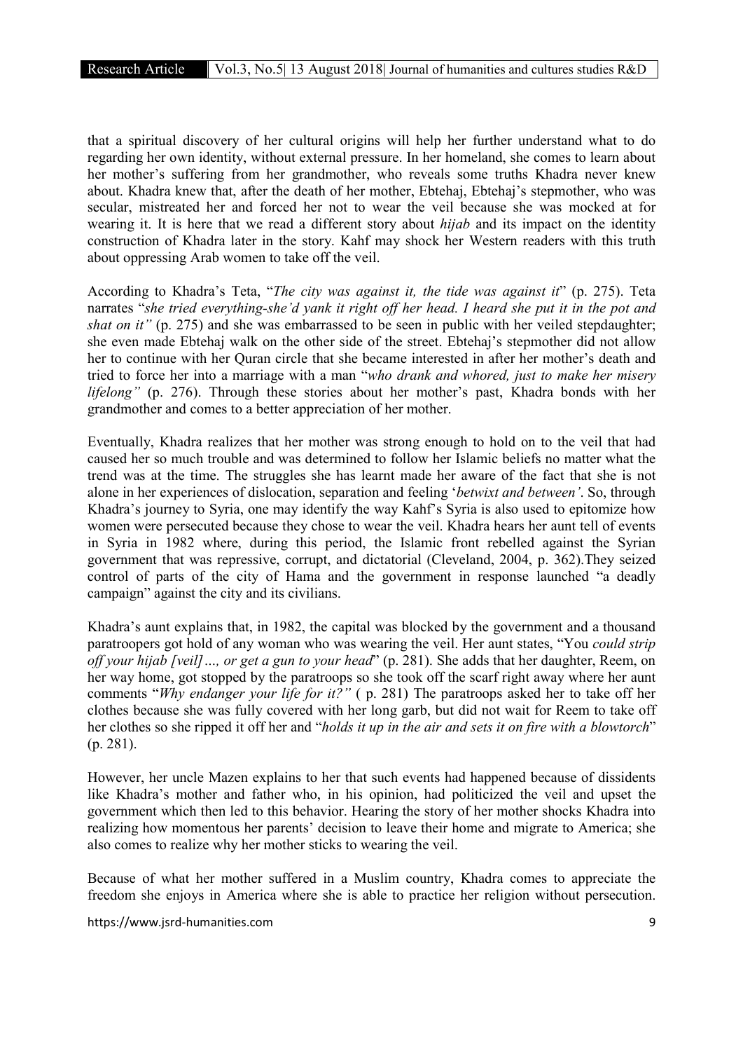that a spiritual discovery of her cultural origins will help her further understand what to do regarding her own identity, without external pressure. In her homeland, she comes to learn about her mother's suffering from her grandmother, who reveals some truths Khadra never knew about. Khadra knew that, after the death of her mother, Ebtehaj, Ebtehaj's stepmother, who was secular, mistreated her and forced her not to wear the veil because she was mocked at for wearing it. It is here that we read a different story about *hijab* and its impact on the identity construction of Khadra later in the story. Kahf may shock her Western readers with this truth about oppressing Arab women to take off the veil.

According to Khadra's Teta, "*The city was against it, the tide was against it*" (p. 275). Teta narrates "*she tried everything-she'd yank it right off her head. I heard she put it in the pot and shat on it"* (p. 275) and she was embarrassed to be seen in public with her veiled stepdaughter; she even made Ebtehaj walk on the other side of the street. Ebtehaj's stepmother did not allow her to continue with her Quran circle that she became interested in after her mother's death and tried to force her into a marriage with a man "*who drank and whored, just to make her misery lifelong"* (p. 276). Through these stories about her mother's past, Khadra bonds with her grandmother and comes to a better appreciation of her mother.

Eventually, Khadra realizes that her mother was strong enough to hold on to the veil that had caused her so much trouble and was determined to follow her Islamic beliefs no matter what the trend was at the time. The struggles she has learnt made her aware of the fact that she is not alone in her experiences of dislocation, separation and feeling '*betwixt and between'*. So, through Khadra's journey to Syria, one may identify the way Kahf's Syria is also used to epitomize how women were persecuted because they chose to wear the veil. Khadra hears her aunt tell of events in Syria in 1982 where, during this period, the Islamic front rebelled against the Syrian government that was repressive, corrupt, and dictatorial (Cleveland, 2004, p. 362).They seized control of parts of the city of Hama and the government in response launched "a deadly campaign" against the city and its civilians.

Khadra's aunt explains that, in 1982, the capital was blocked by the government and a thousand paratroopers got hold of any woman who was wearing the veil. Her aunt states, "You *could strip off your hijab [veil]…, or get a gun to your head*" (p. 281). She adds that her daughter, Reem, on her way home, got stopped by the paratroops so she took off the scarf right away where her aunt comments "*Why endanger your life for it?"* ( p. 281) The paratroops asked her to take off her clothes because she was fully covered with her long garb, but did not wait for Reem to take off her clothes so she ripped it off her and "*holds it up in the air and sets it on fire with a blowtorch*" (p. 281).

However, her uncle Mazen explains to her that such events had happened because of dissidents like Khadra's mother and father who, in his opinion, had politicized the veil and upset the government which then led to this behavior. Hearing the story of her mother shocks Khadra into realizing how momentous her parents' decision to leave their home and migrate to America; she also comes to realize why her mother sticks to wearing the veil.

Because of what her mother suffered in a Muslim country, Khadra comes to appreciate the freedom she enjoys in America where she is able to practice her religion without persecution.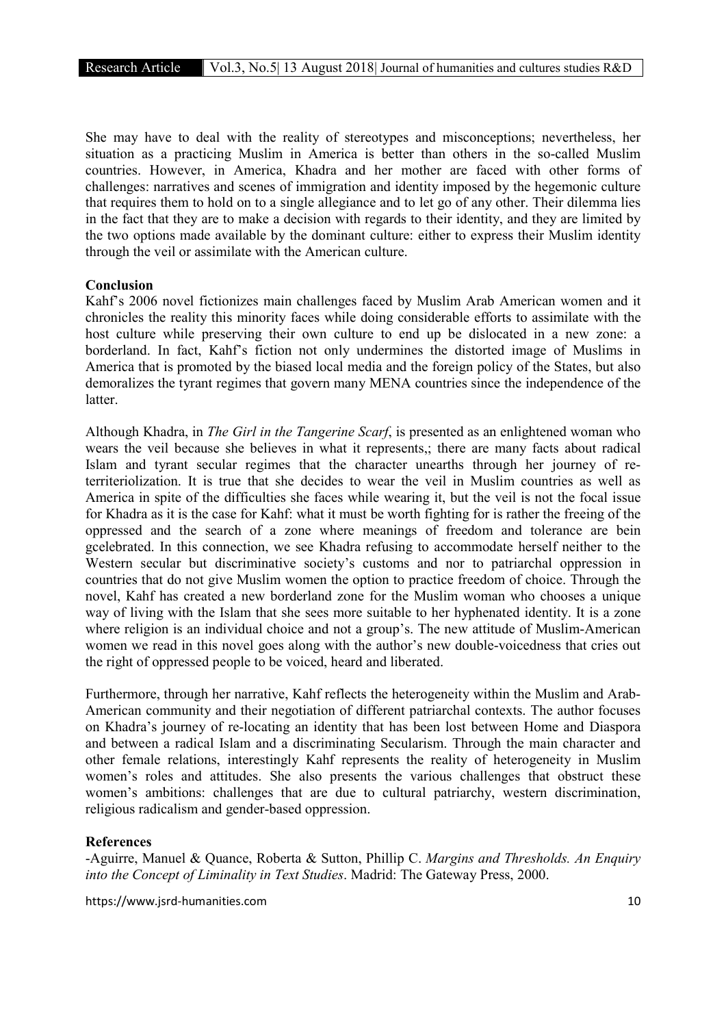She may have to deal with the reality of stereotypes and misconceptions; nevertheless, her situation as a practicing Muslim in America is better than others in the so-called Muslim countries. However, in America, Khadra and her mother are faced with other forms of challenges: narratives and scenes of immigration and identity imposed by the hegemonic culture that requires them to hold on to a single allegiance and to let go of any other. Their dilemma lies in the fact that they are to make a decision with regards to their identity, and they are limited by the two options made available by the dominant culture: either to express their Muslim identity through the veil or assimilate with the American culture.

**Conclusion**

Kahf's 2006 novel fictionizes main challenges faced by Muslim Arab American women and it chronicles the reality this minority faces while doing considerable efforts to assimilate with the host culture while preserving their own culture to end up be dislocated in a new zone: a borderland. In fact, Kahf's fiction not only undermines the distorted image of Muslims in America that is promoted by the biased local media and the foreign policy of the States, but also demoralizes the tyrant regimes that govern many MENA countries since the independence of the latter.

Although Khadra, in *The Girl in the Tangerine Scarf*, is presented as an enlightened woman who wears the veil because she believes in what it represents,; there are many facts about radical Islam and tyrant secular regimes that the character unearths through her journey of re-territeriolization. It is true that she decides to wear the veil in Muslim countries as well as America in spite of the difficulties she faces while wearing it, but the veil is not the focal issue for Khadra as it is the case for Kahf: what it must be worth fighting for is rather the freeing of the oppressed and the search of a zone where meanings of freedom and tolerance are bein gcelebrated. In this connection, we see Khadra refusing to accommodate herself neither to the Western secular but discriminative society's customs and nor to patriarchal oppression in countries that do not give Muslim women the option to practice freedom of choice. Through the novel, Kahf has created a new borderland zone for the Muslim woman who chooses a unique way of living with the Islam that she sees more suitable to her hyphenated identity. It is a zone where religion is an individual choice and not a group's. The new attitude of Muslim-American women we read in this novel goes along with the author's new double-voicedness that cries out the right of oppressed people to be voiced, heard and liberated.

Furthermore, through her narrative, Kahf reflects the heterogeneity within the Muslim and Arab-American community and their negotiation of different patriarchal contexts. The author focuses on Khadra's journey of re-locating an identity that has been lost between Home and Diaspora and between a radical Islam and a discriminating Secularism. Through the main character and other female relations, interestingly Kahf represents the reality of heterogeneity in Muslim women's roles and attitudes. She also presents the various challenges that obstruct these women's ambitions: challenges that are due to cultural patriarchy, western discrimination, religious radicalism and gender-based oppression.

**References**

-Aguirre, Manuel & Quance, Roberta & Sutton, Phillip C. *Margins and Thresholds. An Enquiry into the Concept of Liminality in Text Studies*. Madrid: The Gateway Press, 2000.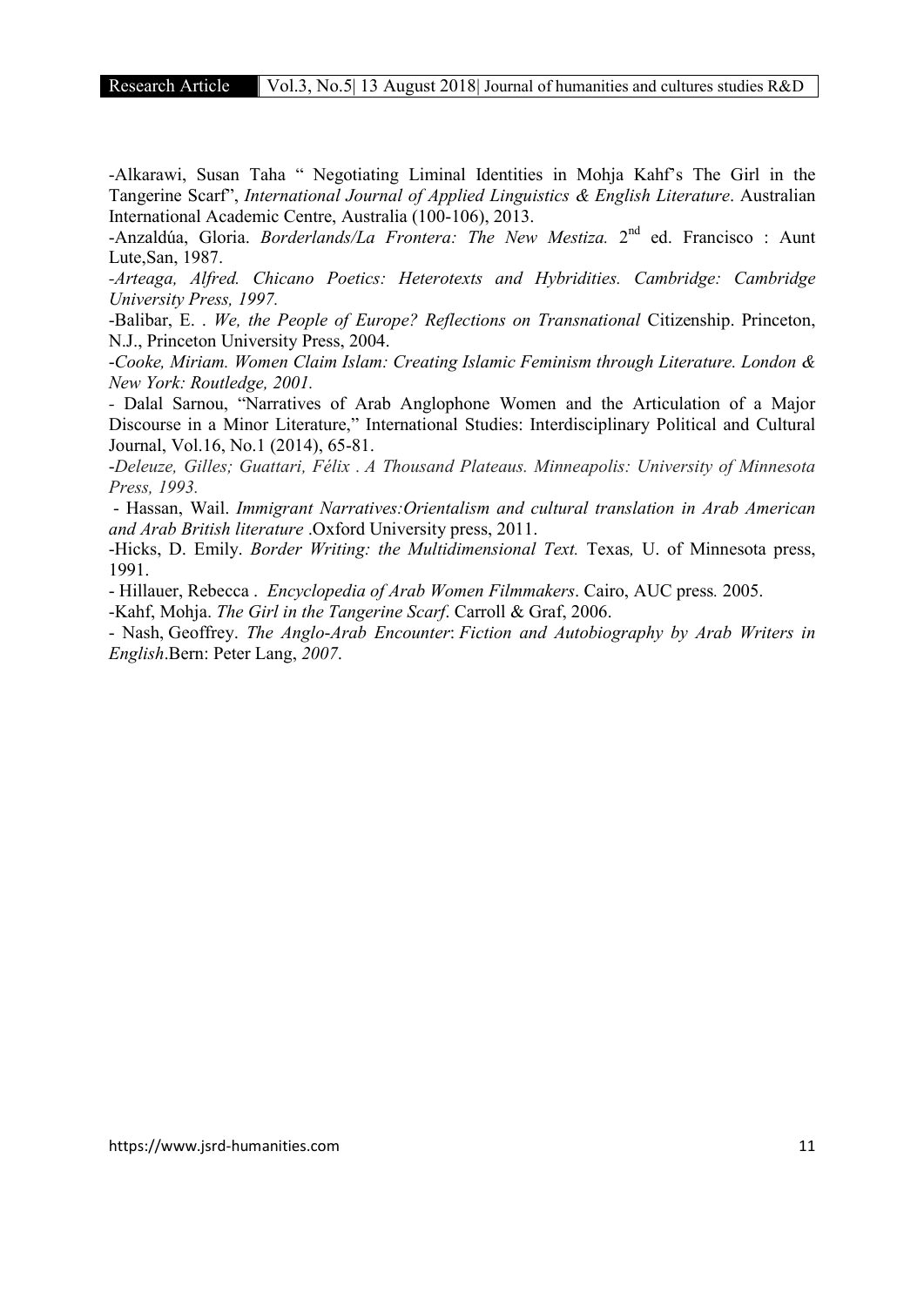-Alkarawi, Susan Taha " Negotiating Liminal Identities in Mohja Kahf's The Girl in the Tangerine Scarf", *International Journal of Applied Linguistics & English Literature*. Australian International Academic Centre, Australia (100-106), 2013.

-Anzaldúa, Gloria. *Borderlands/La Frontera: The New Mestiza.* 2nd ed. Francisco : Aunt Lute,San, 1987.

-*Arteaga, Alfred. Chicano Poetics: Heterotexts and Hybridities. Cambridge: Cambridge University Press, 1997.*

-Balibar, E. . *We, the People of Europe? Reflections on Transnational* Citizenship. Princeton, N.J., Princeton University Press, 2004.

-*Cooke, Miriam. Women Claim Islam: Creating Islamic Feminism through Literature. London & New York: Routledge, 2001.*

- Dalal Sarnou, "Narratives of Arab Anglophone Women and the Articulation of a Major Discourse in a Minor Literature," International Studies: Interdisciplinary Political and Cultural Journal, Vol.16, No.1 (2014), 65-81.

-*Deleuze, Gilles; Guattari, Félix . A Thousand Plateaus. Minneapolis: University of Minnesota Press, 1993.*

- Hassan, Wail. *Immigrant Narratives:Orientalism and cultural translation in Arab American and Arab British literature* .Oxford University press, 2011.

-Hicks, D. Emily. *Border Writing: the Multidimensional Text.* Texas*,* U. of Minnesota press, 1991.

- Hillauer, Rebecca . *Encyclopedia of Arab Women Filmmakers*. Cairo, AUC press*.* 2005.

-Kahf, Mohja. *The Girl in the Tangerine Scarf*. Carroll & Graf, 2006.

- Nash, Geoffrey. *The Anglo-Arab Encounter*: *Fiction and Autobiography by Arab Writers in English*.Bern: Peter Lang, *2007*.